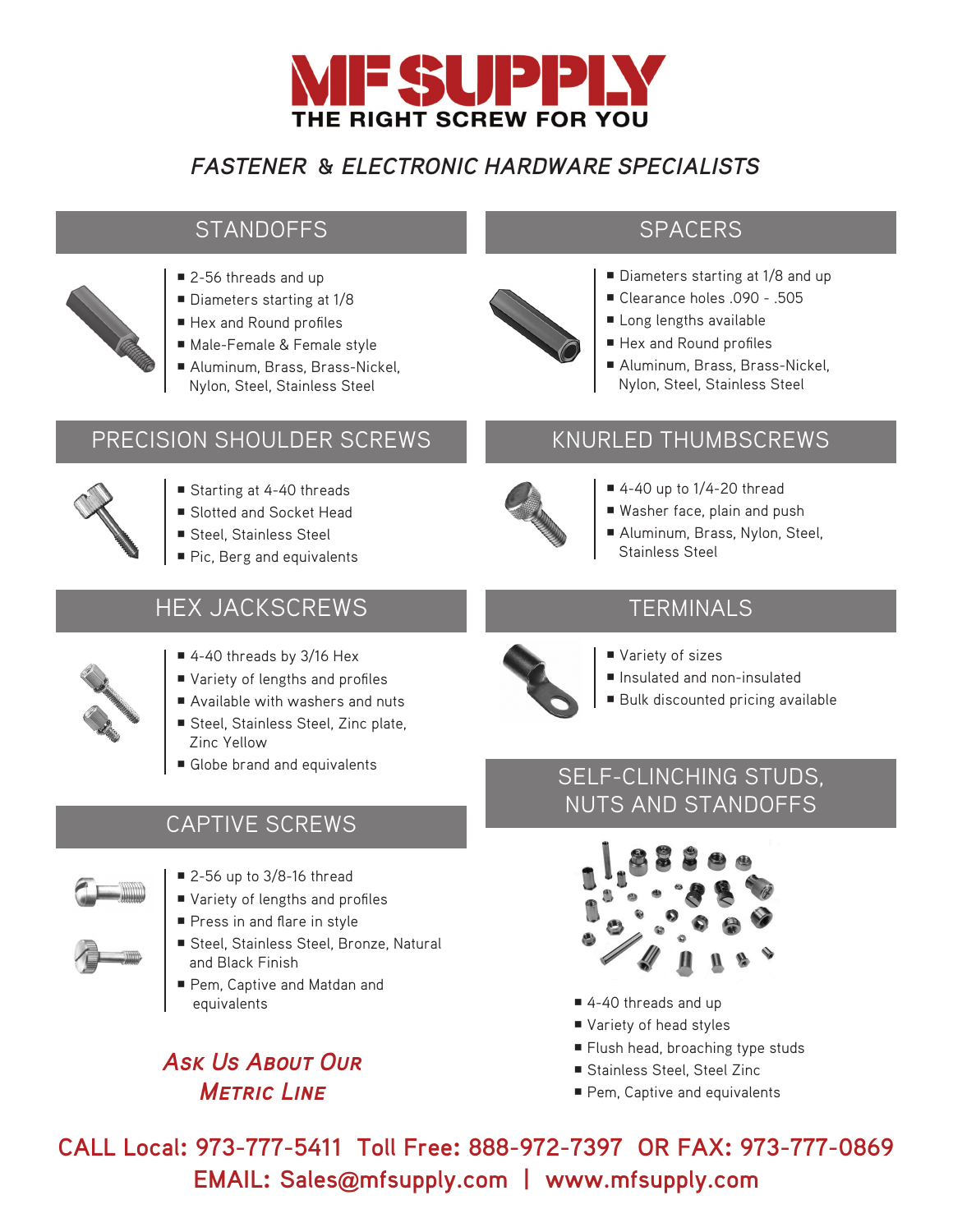# MF SUPPLY

**THE RIGHT SCREW FOR YOU**

## *FASTENER & ELECTRONIC HARDWARE SPECIALISTS*

## STANDOFFS

- 2-56 threads and up
- Diameters starting at 1/8
- Hex and Round profiles
- Male-Female & Female style
- Aluminum, Brass, Brass-Nickel, Nylon, Steel, Stainless Steel

## SPACERS

- Diameters starting at 1/8 and up
- Clearance holes .090 - .505
- Long lengths available
- Hex and Round profiles
- Aluminum, Brass, Brass-Nickel, Nylon, Steel, Stainless Steel

## PRECISION SHOULDER SCREWS

- Starting at 4-40 threads
- Slotted and Socket Head
- Steel, Stainless Steel
- Pic, Berg and equivalents

## KNURLED THUMBSCREWS

- 4-40 up to 1/4-20 thread
- Washer face, plain and push
- Aluminum, Brass, Nylon, Steel, Stainless Steel

## HEX JACKSCREWS

- 4-40 threads by 3/16 Hex
- Variety of lengths and profiles
- Available with washers and nuts
- Steel, Stainless Steel, Zinc plate, Zinc Yellow
- Globe brand and equivalents

## TERMINALS

- Variety of sizes
- Insulated and non-insulated
- Bulk discounted pricing available

## CAPTIVE SCREWS

- 2-56 up to 3/8-16 thread
- Variety of lengths and profiles
- Press in and flare in style
- Steel, Stainless Steel, Bronze, Natural and Black Finish
- Pem, Captive and Matdan and equivalents

## SELF-CLINCHING STUDS, NUTS AND STANDOFFS

- 4-40 threads and up
- Variety of head styles
- Flush head, broaching type studs
- Stainless Steel, Steel Zinc
- Pem, Captive and equivalents

***Ask Us About Our Metric Line***

**CALL Local: 973-777-5411 Toll Free: 888-972-7397 OR FAX: 973-777-0869**

**EMAIL: Sales@mfsupply.com | www.mfsupply.com**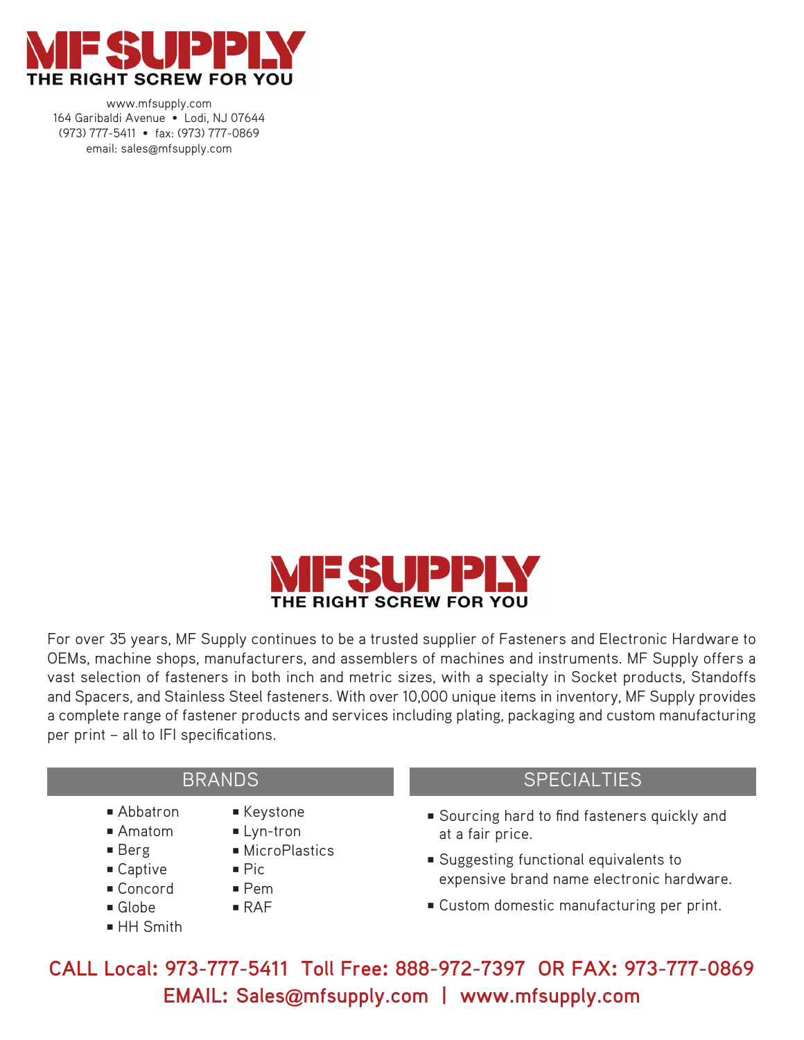# MF SUPPLY

**THE RIGHT SCREW FOR YOU**

www.mfsupply.com
164 Garibaldi Avenue • Lodi, NJ 07644
(973) 777-5411 • fax: (973) 777-0869
email: sales@mfsupply.com

# MF SUPPLY

**THE RIGHT SCREW FOR YOU**

For over 35 years, MF Supply continues to be a trusted supplier of Fasteners and Electronic Hardware to OEMs, machine shops, manufacturers, and assemblers of machines and instruments. MF Supply offers a vast selection of fasteners in both inch and metric sizes, with a specialty in Socket products, Standoffs and Spacers, and Stainless Steel fasteners. With over 10,000 unique items in inventory, MF Supply provides a complete range of fastener products and services including plating, packaging and custom manufacturing per print – all to IFI specifications.

## BRANDS

- Abbatron
- Amatom
- Berg
- Captive
- Concord
- Globe
- HH Smith
- Keystone
- Lyn-tron
- MicroPlastics
- Pic
- Pem
- RAF

## SPECIALTIES

- Sourcing hard to find fasteners quickly and at a fair price.
- Suggesting functional equivalents to expensive brand name electronic hardware.
- Custom domestic manufacturing per print.

**CALL Local: 973-777-5411 Toll Free: 888-972-7397 OR FAX: 973-777-0869**
**EMAIL: Sales@mfsupply.com | www.mfsupply.com**